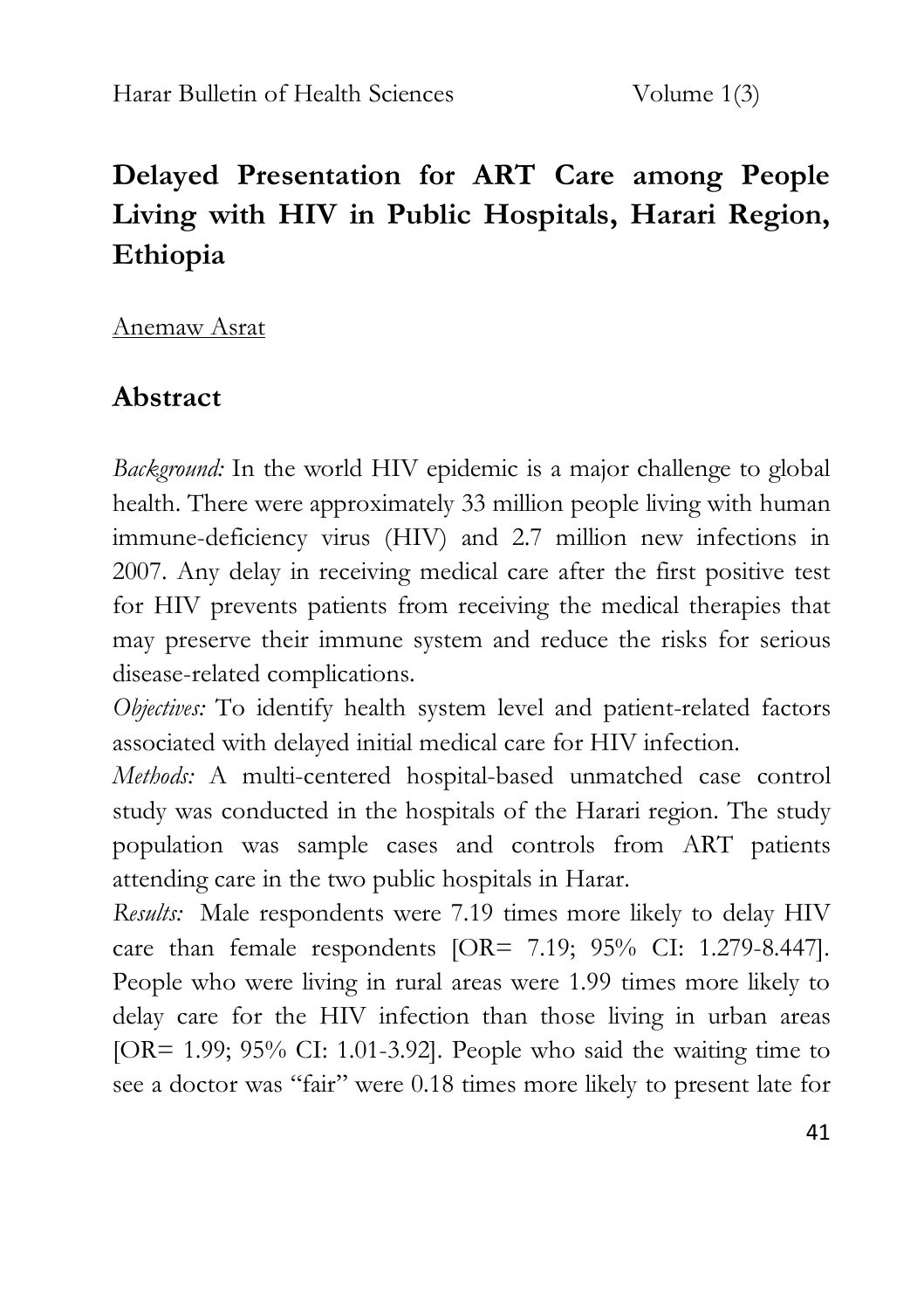# Delayed Presentation for ART Care among People Living with HIV in Public Hospitals, Harari Region, Ethiopia

Anemaw Asrat

## Abstract

*Background:* In the world HIV epidemic is a major challenge to global health. There were approximately 33 million people living with human immune-deficiency virus (HIV) and 2.7 million new infections in 2007. Any delay in receiving medical care after the first positive test for HIV prevents patients from receiving the medical therapies that may preserve their immune system and reduce the risks for serious disease-related complications.

*Objectives:* To identify health system level and patient-related factors associated with delayed initial medical care for HIV infection.

*Methods:* A multi-centered hospital-based unmatched case control study was conducted in the hospitals of the Harari region. The study population was sample cases and controls from ART patients attending care in the two public hospitals in Harar.

*Results:* Male respondents were 7.19 times more likely to delay HIV care than female respondents [OR= 7.19; 95% CI: 1.279-8.447]. People who were living in rural areas were 1.99 times more likely to delay care for the HIV infection than those living in urban areas [OR= 1.99; 95% CI: 1.01-3.92]. People who said the waiting time to see a doctor was "fair" were 0.18 times more likely to present late for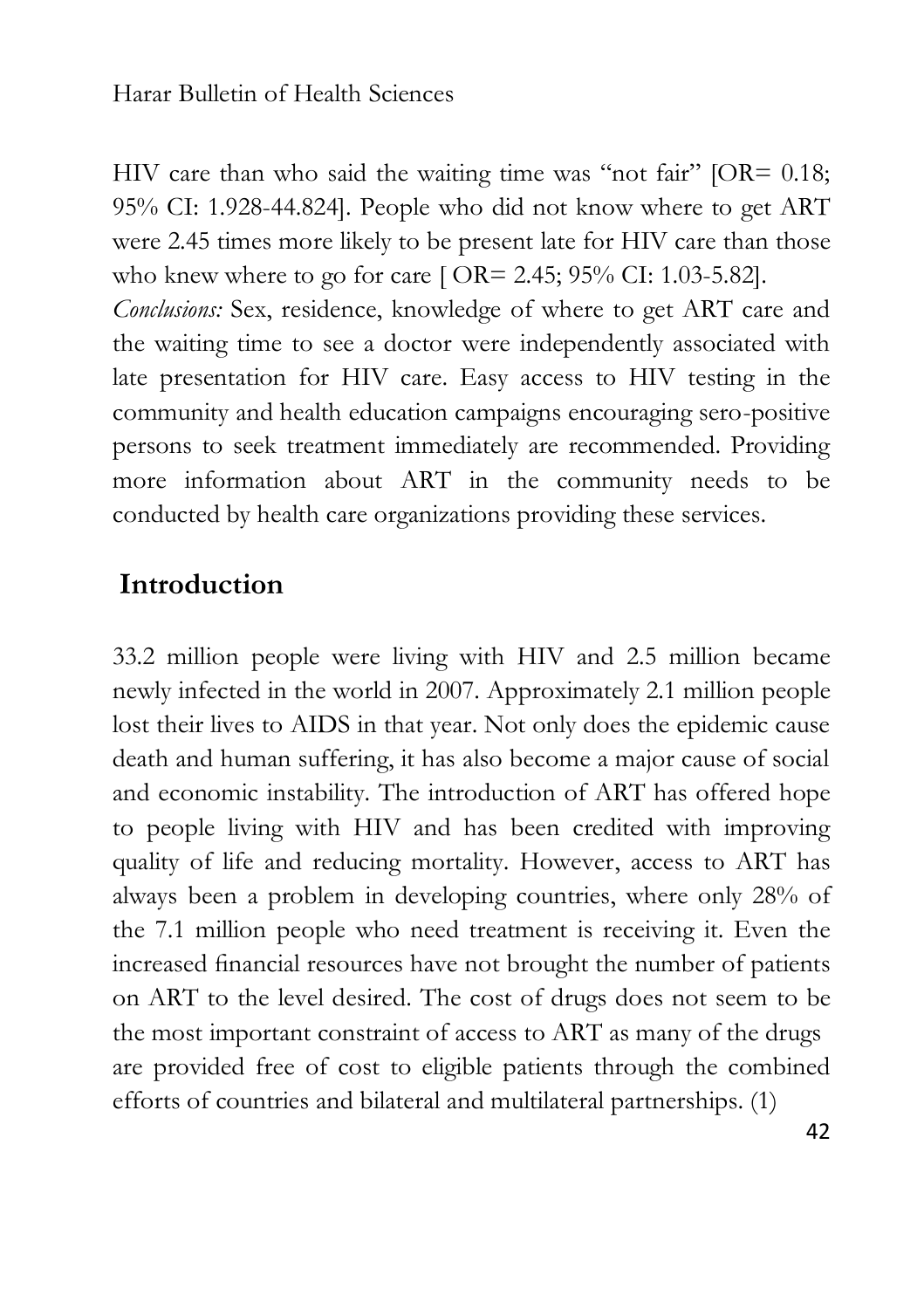HIV care than who said the waiting time was "not fair" [OR= 0.18; 95% CI: 1.928-44.824]. People who did not know where to get ART were 2.45 times more likely to be present late for HIV care than those who knew where to go for care [ OR= 2.45; 95% CI: 1.03-5.82].

*Conclusions:* Sex, residence, knowledge of where to get ART care and the waiting time to see a doctor were independently associated with late presentation for HIV care. Easy access to HIV testing in the community and health education campaigns encouraging sero-positive persons to seek treatment immediately are recommended. Providing more information about ART in the community needs to be conducted by health care organizations providing these services.

## Introduction

33.2 million people were living with HIV and 2.5 million became newly infected in the world in 2007. Approximately 2.1 million people lost their lives to AIDS in that year. Not only does the epidemic cause death and human suffering, it has also become a major cause of social and economic instability. The introduction of ART has offered hope to people living with HIV and has been credited with improving quality of life and reducing mortality. However, access to ART has always been a problem in developing countries, where only 28% of the 7.1 million people who need treatment is receiving it. Even the increased financial resources have not brought the number of patients on ART to the level desired. The cost of drugs does not seem to be the most important constraint of access to ART as many of the drugs are provided free of cost to eligible patients through the combined efforts of countries and bilateral and multilateral partnerships. (1)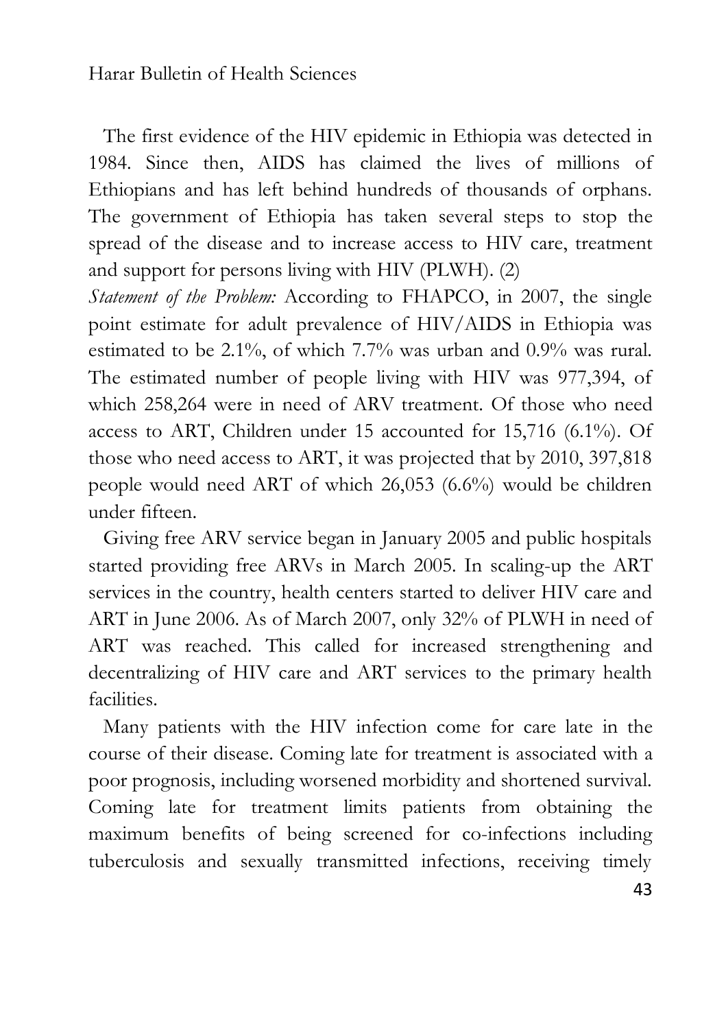The first evidence of the HIV epidemic in Ethiopia was detected in 1984. Since then, AIDS has claimed the lives of millions of Ethiopians and has left behind hundreds of thousands of orphans. The government of Ethiopia has taken several steps to stop the spread of the disease and to increase access to HIV care, treatment and support for persons living with HIV (PLWH). (2)

*Statement of the Problem:* According to FHAPCO, in 2007, the single point estimate for adult prevalence of HIV/AIDS in Ethiopia was estimated to be 2.1%, of which 7.7% was urban and 0.9% was rural. The estimated number of people living with HIV was 977,394, of which 258,264 were in need of ARV treatment. Of those who need access to ART, Children under 15 accounted for 15,716 (6.1%). Of those who need access to ART, it was projected that by 2010, 397,818 people would need ART of which 26,053 (6.6%) would be children under fifteen.

Giving free ARV service began in January 2005 and public hospitals started providing free ARVs in March 2005. In scaling-up the ART services in the country, health centers started to deliver HIV care and ART in June 2006. As of March 2007, only 32% of PLWH in need of ART was reached. This called for increased strengthening and decentralizing of HIV care and ART services to the primary health facilities.

Many patients with the HIV infection come for care late in the course of their disease. Coming late for treatment is associated with a poor prognosis, including worsened morbidity and shortened survival. Coming late for treatment limits patients from obtaining the maximum benefits of being screened for co-infections including tuberculosis and sexually transmitted infections, receiving timely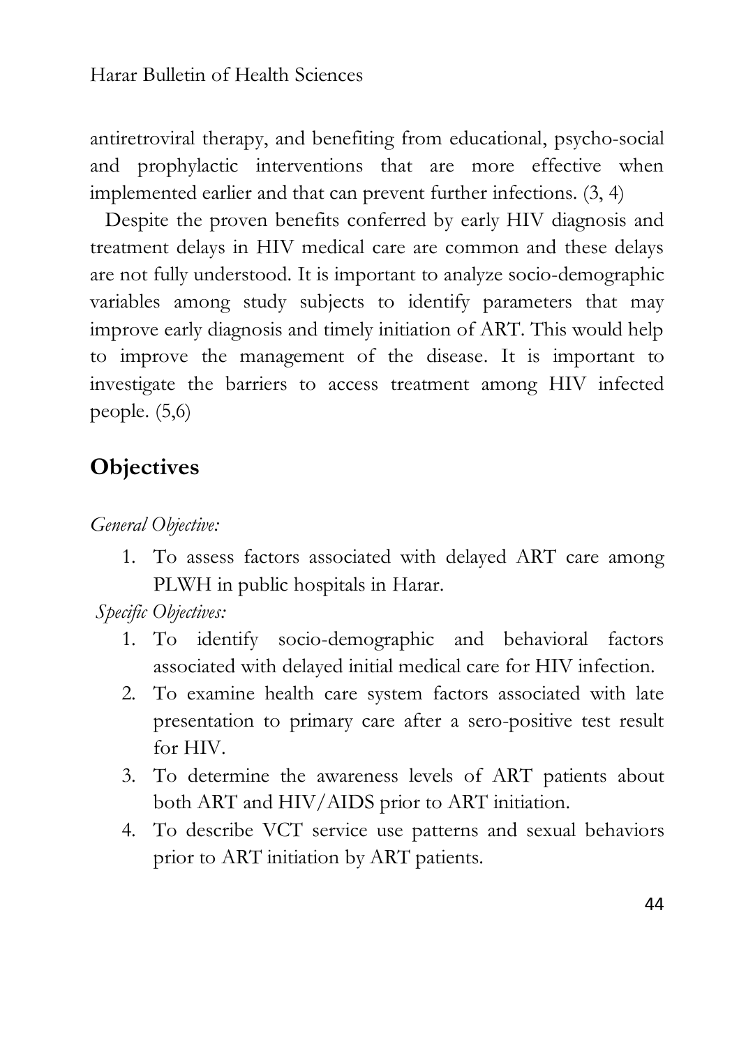antiretroviral therapy, and benefiting from educational, psycho-social and prophylactic interventions that are more effective when implemented earlier and that can prevent further infections. (3, 4)

Despite the proven benefits conferred by early HIV diagnosis and treatment delays in HIV medical care are common and these delays are not fully understood. It is important to analyze socio-demographic variables among study subjects to identify parameters that may improve early diagnosis and timely initiation of ART. This would help to improve the management of the disease. It is important to investigate the barriers to access treatment among HIV infected people. (5,6)

## Objectives

*General Objective:*

1. To assess factors associated with delayed ART care among PLWH in public hospitals in Harar.

*Specific Objectives:*

1. To identify socio-demographic and behavioral factors associated with delayed initial medical care for HIV infection.
2. To examine health care system factors associated with late presentation to primary care after a sero-positive test result for HIV.
3. To determine the awareness levels of ART patients about both ART and HIV/AIDS prior to ART initiation.
4. To describe VCT service use patterns and sexual behaviors prior to ART initiation by ART patients.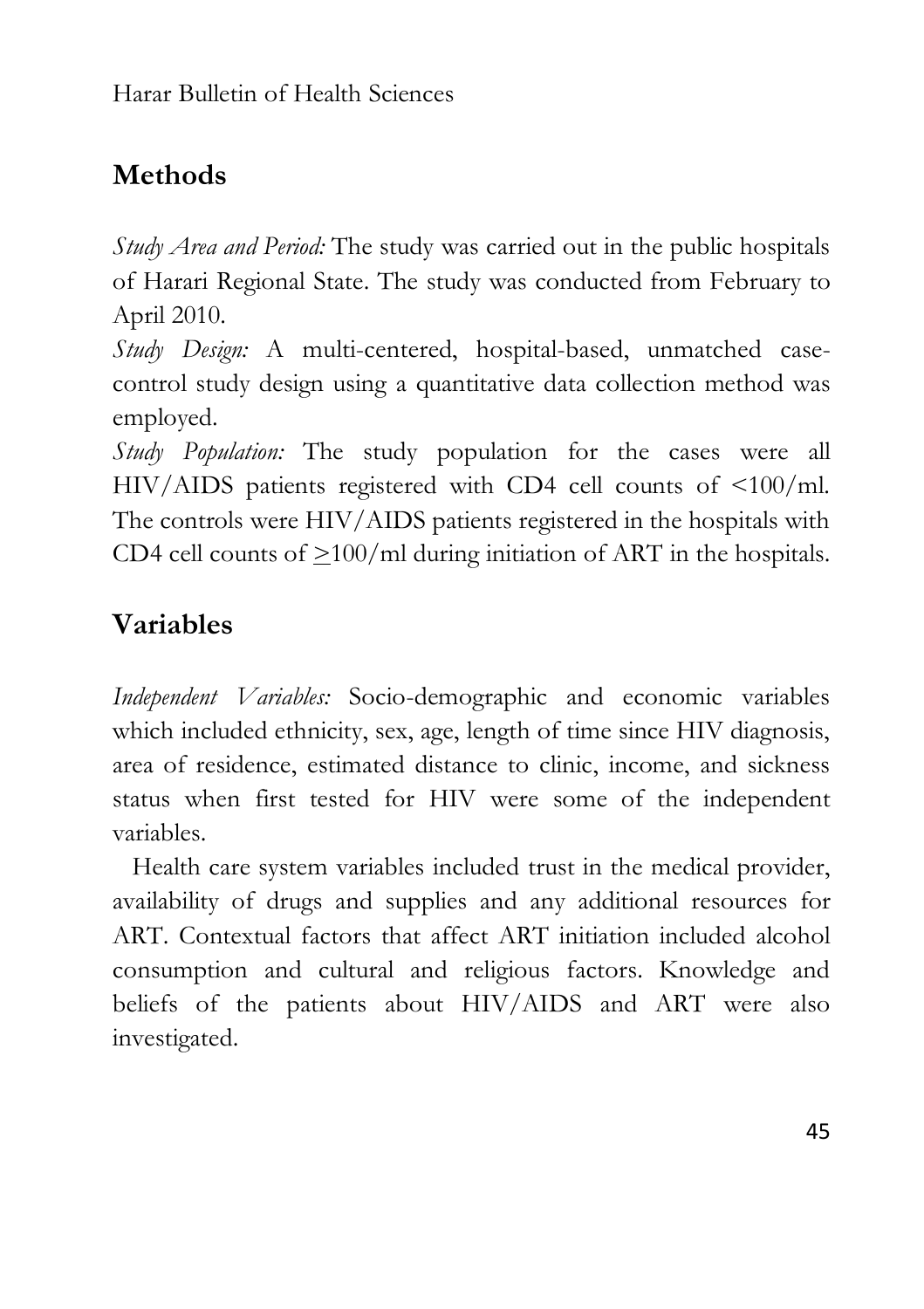## Methods

*Study Area and Period:* The study was carried out in the public hospitals of Harari Regional State. The study was conducted from February to April 2010.

*Study Design:* A multi-centered, hospital-based, unmatched case-control study design using a quantitative data collection method was employed.

*Study Population:* The study population for the cases were all HIV/AIDS patients registered with CD4 cell counts of <100/ml. The controls were HIV/AIDS patients registered in the hospitals with CD4 cell counts of $\geq$100/ml during initiation of ART in the hospitals.

## Variables

*Independent Variables:* Socio-demographic and economic variables which included ethnicity, sex, age, length of time since HIV diagnosis, area of residence, estimated distance to clinic, income, and sickness status when first tested for HIV were some of the independent variables.

Health care system variables included trust in the medical provider, availability of drugs and supplies and any additional resources for ART. Contextual factors that affect ART initiation included alcohol consumption and cultural and religious factors. Knowledge and beliefs of the patients about HIV/AIDS and ART were also investigated.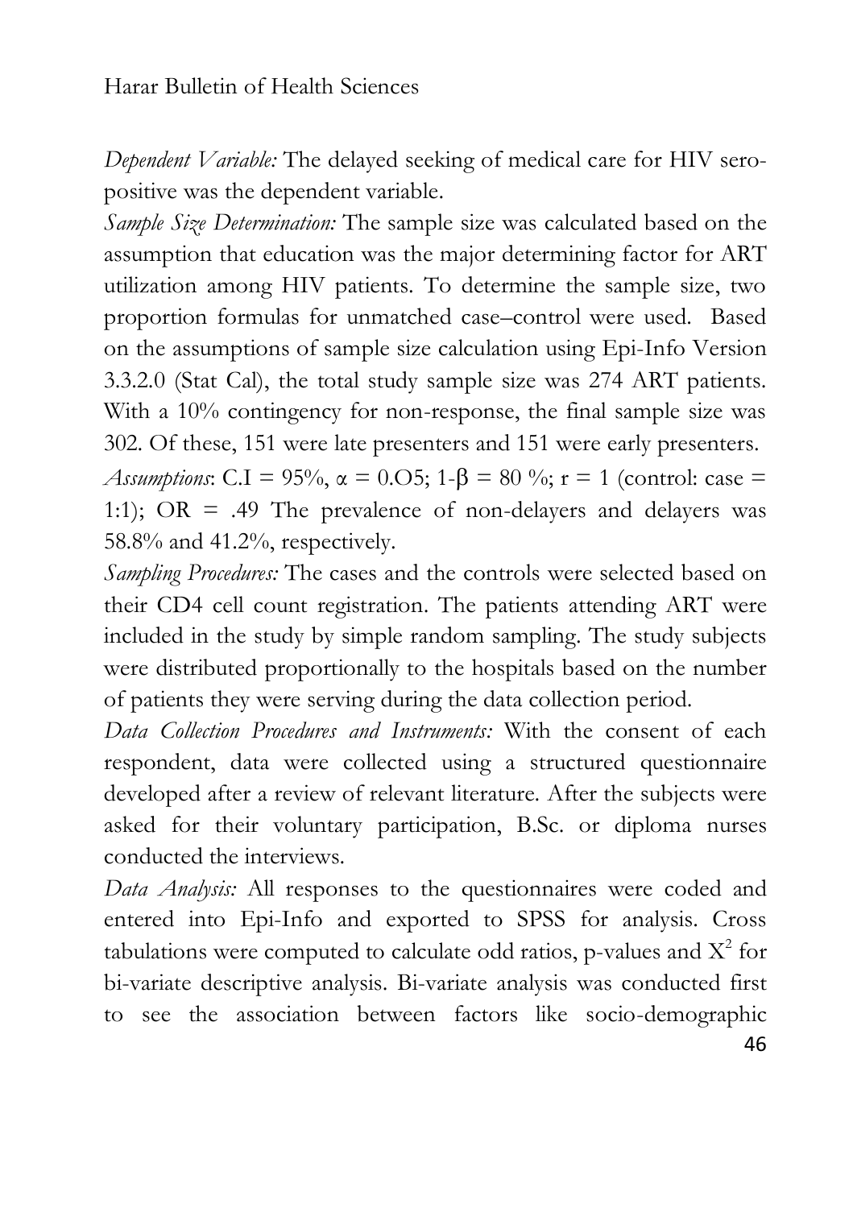*Dependent Variable:* The delayed seeking of medical care for HIV sero-positive was the dependent variable.

*Sample Size Determination:* The sample size was calculated based on the assumption that education was the major determining factor for ART utilization among HIV patients. To determine the sample size, two proportion formulas for unmatched case–control were used. Based on the assumptions of sample size calculation using Epi-Info Version 3.3.2.0 (Stat Cal), the total study sample size was 274 ART patients. With a 10% contingency for non-response, the final sample size was 302. Of these, 151 were late presenters and 151 were early presenters.

*Assumptions*: C.I = 95%, $\alpha$ = 0.O5; 1-$\beta$ = 80 %; r = 1 (control: case = 1:1); OR = .49 The prevalence of non-delayers and delayers was 58.8% and 41.2%, respectively.

*Sampling Procedures:* The cases and the controls were selected based on their CD4 cell count registration. The patients attending ART were included in the study by simple random sampling. The study subjects were distributed proportionally to the hospitals based on the number of patients they were serving during the data collection period.

*Data Collection Procedures and Instruments:* With the consent of each respondent, data were collected using a structured questionnaire developed after a review of relevant literature. After the subjects were asked for their voluntary participation, B.Sc. or diploma nurses conducted the interviews.

*Data Analysis:* All responses to the questionnaires were coded and entered into Epi-Info and exported to SPSS for analysis. Cross tabulations were computed to calculate odd ratios, p-values and $X^2$ for bi-variate descriptive analysis. Bi-variate analysis was conducted first to see the association between factors like socio-demographic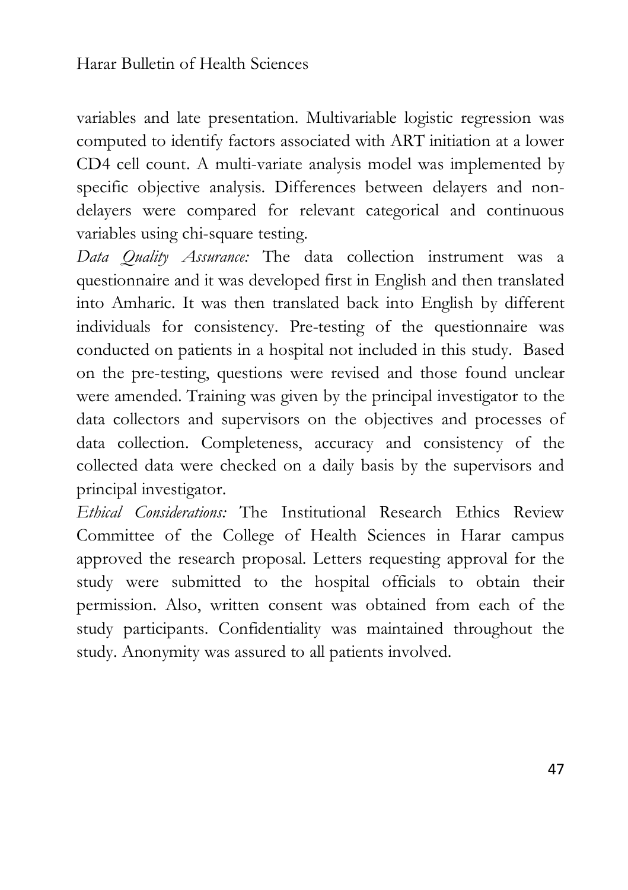variables and late presentation. Multivariable logistic regression was computed to identify factors associated with ART initiation at a lower CD4 cell count. A multi-variate analysis model was implemented by specific objective analysis. Differences between delayers and non-delayers were compared for relevant categorical and continuous variables using chi-square testing.

*Data Quality Assurance:* The data collection instrument was a questionnaire and it was developed first in English and then translated into Amharic. It was then translated back into English by different individuals for consistency. Pre-testing of the questionnaire was conducted on patients in a hospital not included in this study. Based on the pre-testing, questions were revised and those found unclear were amended. Training was given by the principal investigator to the data collectors and supervisors on the objectives and processes of data collection. Completeness, accuracy and consistency of the collected data were checked on a daily basis by the supervisors and principal investigator.

*Ethical Considerations:* The Institutional Research Ethics Review Committee of the College of Health Sciences in Harar campus approved the research proposal. Letters requesting approval for the study were submitted to the hospital officials to obtain their permission. Also, written consent was obtained from each of the study participants. Confidentiality was maintained throughout the study. Anonymity was assured to all patients involved.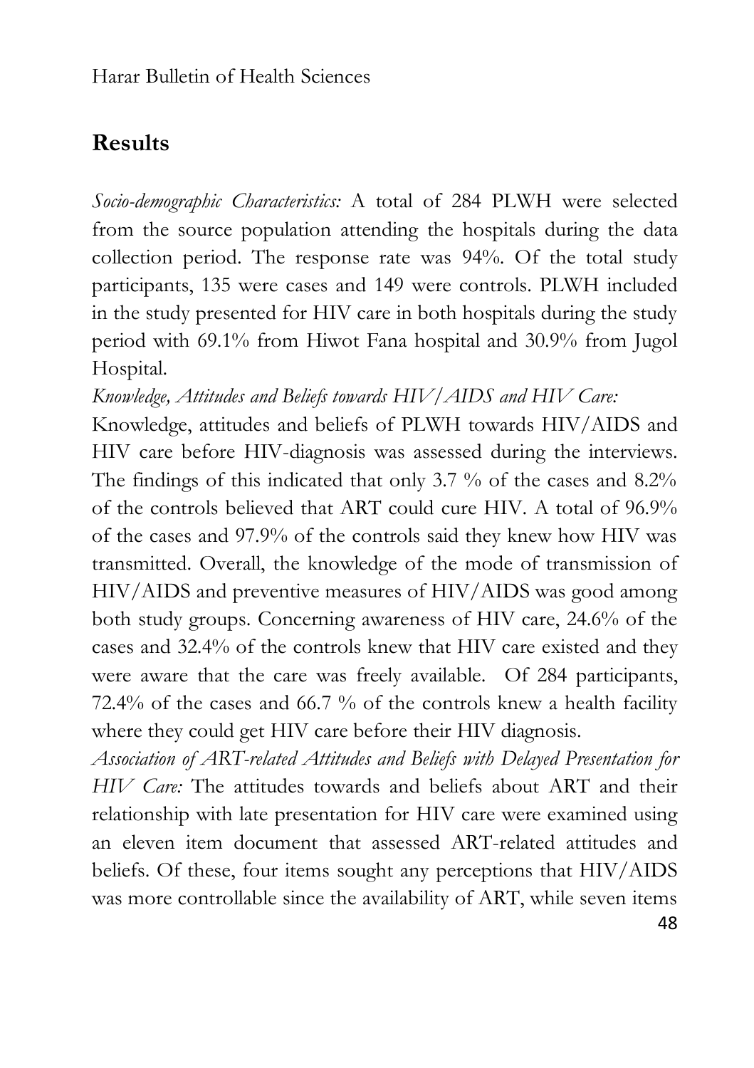## Results

*Socio-demographic Characteristics:* A total of 284 PLWH were selected from the source population attending the hospitals during the data collection period. The response rate was 94%. Of the total study participants, 135 were cases and 149 were controls. PLWH included in the study presented for HIV care in both hospitals during the study period with 69.1% from Hiwot Fana hospital and 30.9% from Jugol Hospital.

*Knowledge, Attitudes and Beliefs towards HIV/AIDS and HIV Care:*
Knowledge, attitudes and beliefs of PLWH towards HIV/AIDS and HIV care before HIV-diagnosis was assessed during the interviews. The findings of this indicated that only 3.7 % of the cases and 8.2% of the controls believed that ART could cure HIV. A total of 96.9% of the cases and 97.9% of the controls said they knew how HIV was transmitted. Overall, the knowledge of the mode of transmission of HIV/AIDS and preventive measures of HIV/AIDS was good among both study groups. Concerning awareness of HIV care, 24.6% of the cases and 32.4% of the controls knew that HIV care existed and they were aware that the care was freely available. Of 284 participants, 72.4% of the cases and 66.7 % of the controls knew a health facility where they could get HIV care before their HIV diagnosis.

*Association of ART-related Attitudes and Beliefs with Delayed Presentation for HIV Care:* The attitudes towards and beliefs about ART and their relationship with late presentation for HIV care were examined using an eleven item document that assessed ART-related attitudes and beliefs. Of these, four items sought any perceptions that HIV/AIDS was more controllable since the availability of ART, while seven items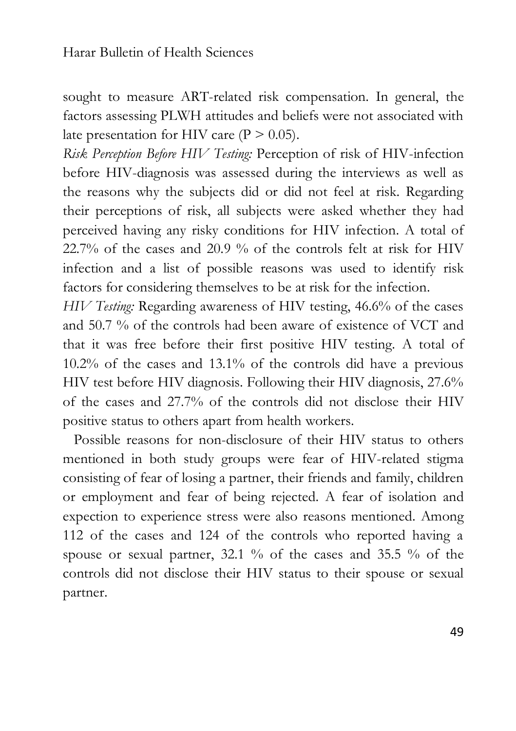sought to measure ART-related risk compensation. In general, the factors assessing PLWH attitudes and beliefs were not associated with late presentation for HIV care ($P > 0.05$).

*Risk Perception Before HIV Testing:* Perception of risk of HIV-infection before HIV-diagnosis was assessed during the interviews as well as the reasons why the subjects did or did not feel at risk. Regarding their perceptions of risk, all subjects were asked whether they had perceived having any risky conditions for HIV infection. A total of 22.7% of the cases and 20.9 % of the controls felt at risk for HIV infection and a list of possible reasons was used to identify risk factors for considering themselves to be at risk for the infection.

*HIV Testing:* Regarding awareness of HIV testing, 46.6% of the cases and 50.7 % of the controls had been aware of existence of VCT and that it was free before their first positive HIV testing. A total of 10.2% of the cases and 13.1% of the controls did have a previous HIV test before HIV diagnosis. Following their HIV diagnosis, 27.6% of the cases and 27.7% of the controls did not disclose their HIV positive status to others apart from health workers.

Possible reasons for non-disclosure of their HIV status to others mentioned in both study groups were fear of HIV-related stigma consisting of fear of losing a partner, their friends and family, children or employment and fear of being rejected. A fear of isolation and expection to experience stress were also reasons mentioned. Among 112 of the cases and 124 of the controls who reported having a spouse or sexual partner, 32.1 % of the cases and 35.5 % of the controls did not disclose their HIV status to their spouse or sexual partner.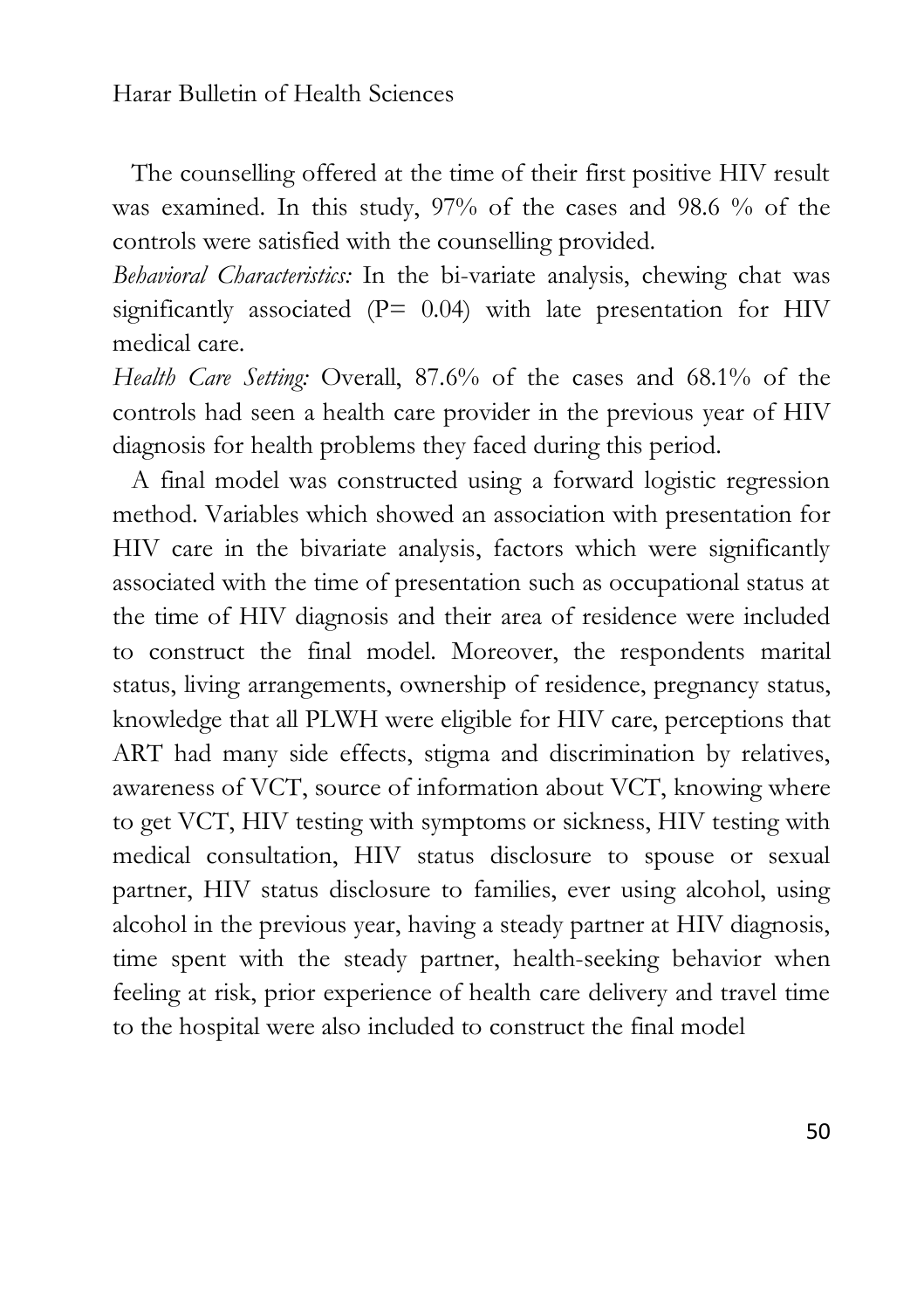The counselling offered at the time of their first positive HIV result was examined. In this study, 97% of the cases and 98.6 % of the controls were satisfied with the counselling provided.

*Behavioral Characteristics:* In the bi-variate analysis, chewing chat was significantly associated (P= 0.04) with late presentation for HIV medical care.

*Health Care Setting:* Overall, 87.6% of the cases and 68.1% of the controls had seen a health care provider in the previous year of HIV diagnosis for health problems they faced during this period.

A final model was constructed using a forward logistic regression method. Variables which showed an association with presentation for HIV care in the bivariate analysis, factors which were significantly associated with the time of presentation such as occupational status at the time of HIV diagnosis and their area of residence were included to construct the final model. Moreover, the respondents marital status, living arrangements, ownership of residence, pregnancy status, knowledge that all PLWH were eligible for HIV care, perceptions that ART had many side effects, stigma and discrimination by relatives, awareness of VCT, source of information about VCT, knowing where to get VCT, HIV testing with symptoms or sickness, HIV testing with medical consultation, HIV status disclosure to spouse or sexual partner, HIV status disclosure to families, ever using alcohol, using alcohol in the previous year, having a steady partner at HIV diagnosis, time spent with the steady partner, health-seeking behavior when feeling at risk, prior experience of health care delivery and travel time to the hospital were also included to construct the final model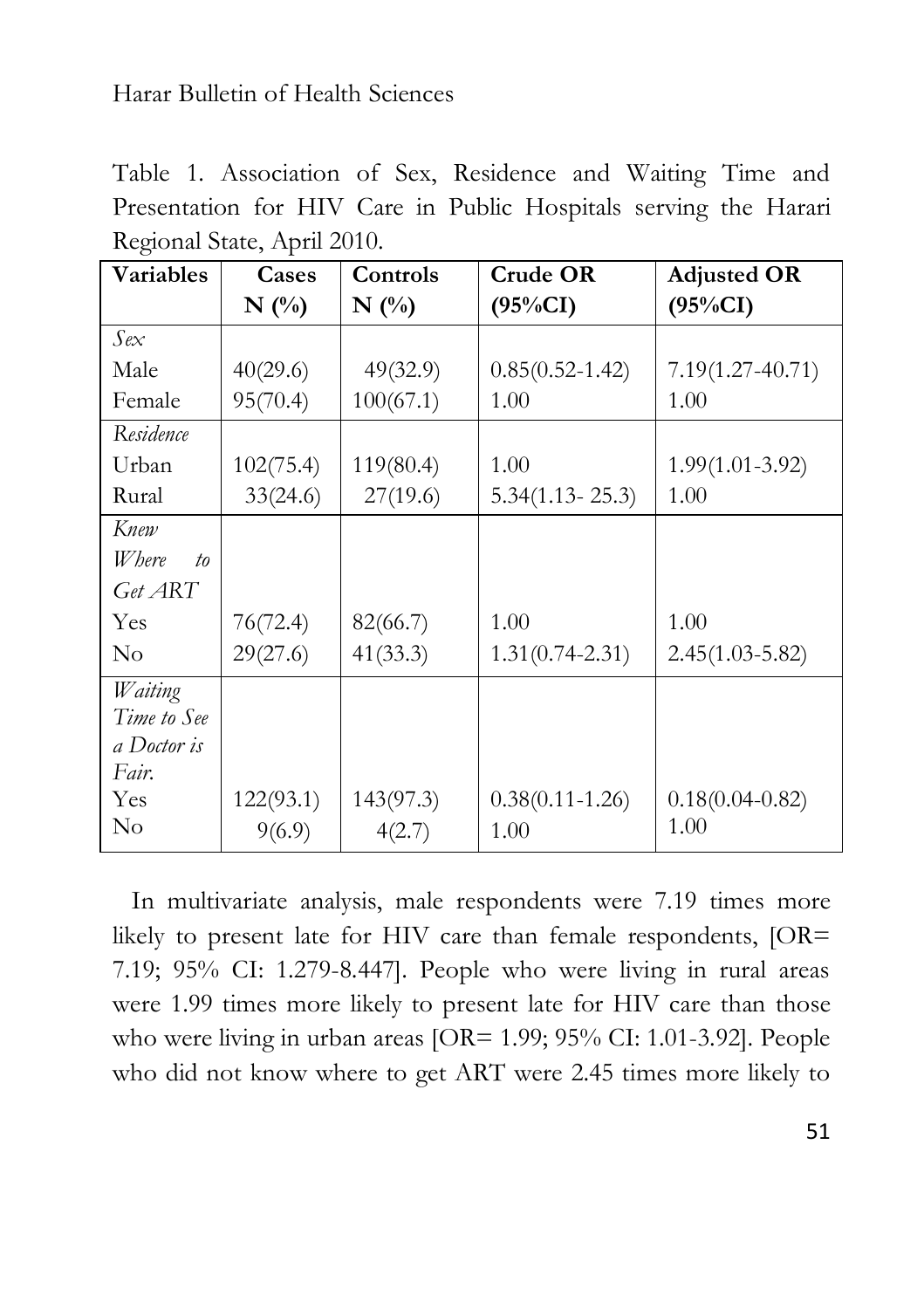Table 1. Association of Sex, Residence and Waiting Time and Presentation for HIV Care in Public Hospitals serving the Harari Regional State, April 2010.

| Variables | Cases N (%) | Controls N (%) | Crude OR (95%CI) | Adjusted OR (95%CI) |
|---|---|---|---|---|
| *Sex* | | | | |
| Male | 40(29.6) | 49(32.9) | 0.85(0.52-1.42) | 7.19(1.27-40.71) |
| Female | 95(70.4) | 100(67.1) | 1.00 | 1.00 |
| *Residence* | | | | |
| Urban | 102(75.4) | 119(80.4) | 1.00 | 1.99(1.01-3.92) |
| Rural | 33(24.6) | 27(19.6) | 5.34(1.13- 25.3) | 1.00 |
| *Knew Where to Get ART* | | | | |
| Yes | 76(72.4) | 82(66.7) | 1.00 | 1.00 |
| No | 29(27.6) | 41(33.3) | 1.31(0.74-2.31) | 2.45(1.03-5.82) |
| *Waiting Time to See a Doctor is Fair.* | | | | |
| Yes | 122(93.1) | 143(97.3) | 0.38(0.11-1.26) | 0.18(0.04-0.82) |
| No | 9(6.9) | 4(2.7) | 1.00 | 1.00 |

In multivariate analysis, male respondents were 7.19 times more likely to present late for HIV care than female respondents, [OR= 7.19; 95% CI: 1.279-8.447]. People who were living in rural areas were 1.99 times more likely to present late for HIV care than those who were living in urban areas [OR= 1.99; 95% CI: 1.01-3.92]. People who did not know where to get ART were 2.45 times more likely to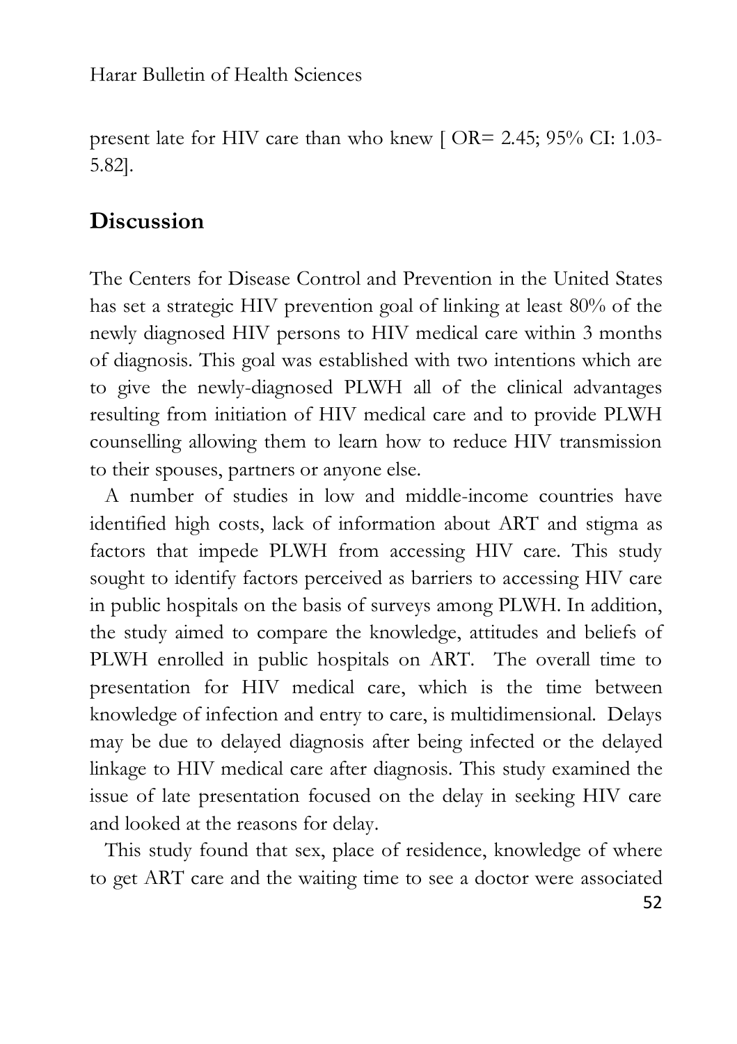present late for HIV care than who knew [ OR= 2.45; 95% CI: 1.03-5.82].

## Discussion

The Centers for Disease Control and Prevention in the United States has set a strategic HIV prevention goal of linking at least 80% of the newly diagnosed HIV persons to HIV medical care within 3 months of diagnosis. This goal was established with two intentions which are to give the newly-diagnosed PLWH all of the clinical advantages resulting from initiation of HIV medical care and to provide PLWH counselling allowing them to learn how to reduce HIV transmission to their spouses, partners or anyone else.

A number of studies in low and middle-income countries have identified high costs, lack of information about ART and stigma as factors that impede PLWH from accessing HIV care. This study sought to identify factors perceived as barriers to accessing HIV care in public hospitals on the basis of surveys among PLWH. In addition, the study aimed to compare the knowledge, attitudes and beliefs of PLWH enrolled in public hospitals on ART. The overall time to presentation for HIV medical care, which is the time between knowledge of infection and entry to care, is multidimensional. Delays may be due to delayed diagnosis after being infected or the delayed linkage to HIV medical care after diagnosis. This study examined the issue of late presentation focused on the delay in seeking HIV care and looked at the reasons for delay.

This study found that sex, place of residence, knowledge of where to get ART care and the waiting time to see a doctor were associated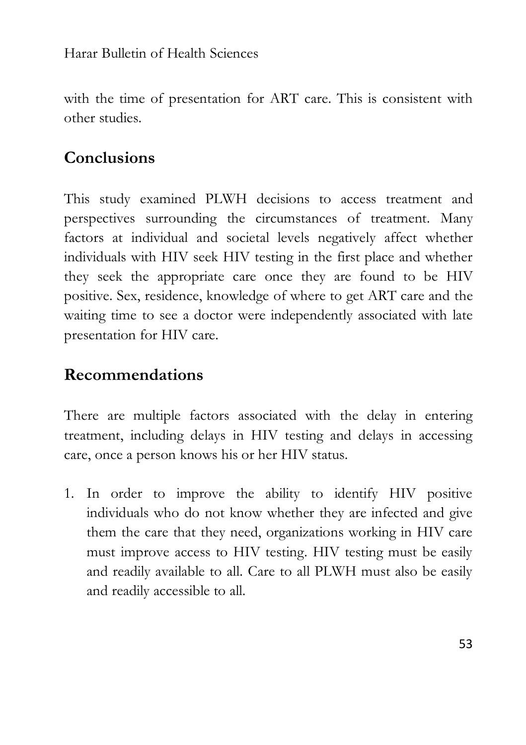with the time of presentation for ART care. This is consistent with other studies.

## Conclusions

This study examined PLWH decisions to access treatment and perspectives surrounding the circumstances of treatment. Many factors at individual and societal levels negatively affect whether individuals with HIV seek HIV testing in the first place and whether they seek the appropriate care once they are found to be HIV positive. Sex, residence, knowledge of where to get ART care and the waiting time to see a doctor were independently associated with late presentation for HIV care.

## Recommendations

There are multiple factors associated with the delay in entering treatment, including delays in HIV testing and delays in accessing care, once a person knows his or her HIV status.

1. In order to improve the ability to identify HIV positive individuals who do not know whether they are infected and give them the care that they need, organizations working in HIV care must improve access to HIV testing. HIV testing must be easily and readily available to all. Care to all PLWH must also be easily and readily accessible to all.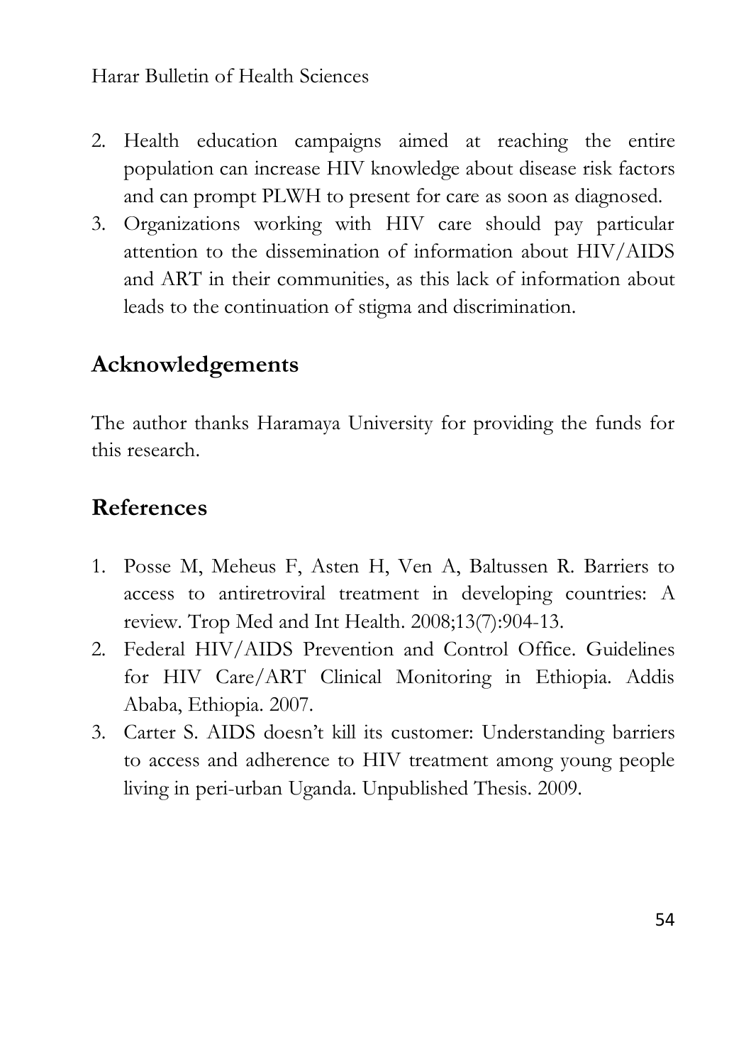2. Health education campaigns aimed at reaching the entire population can increase HIV knowledge about disease risk factors and can prompt PLWH to present for care as soon as diagnosed.
3. Organizations working with HIV care should pay particular attention to the dissemination of information about HIV/AIDS and ART in their communities, as this lack of information about leads to the continuation of stigma and discrimination.

## Acknowledgements

The author thanks Haramaya University for providing the funds for this research.

## References

1. Posse M, Meheus F, Asten H, Ven A, Baltussen R. Barriers to access to antiretroviral treatment in developing countries: A review. Trop Med and Int Health. 2008;13(7):904-13.
2. Federal HIV/AIDS Prevention and Control Office. Guidelines for HIV Care/ART Clinical Monitoring in Ethiopia. Addis Ababa, Ethiopia. 2007.
3. Carter S. AIDS doesn't kill its customer: Understanding barriers to access and adherence to HIV treatment among young people living in peri-urban Uganda. Unpublished Thesis. 2009.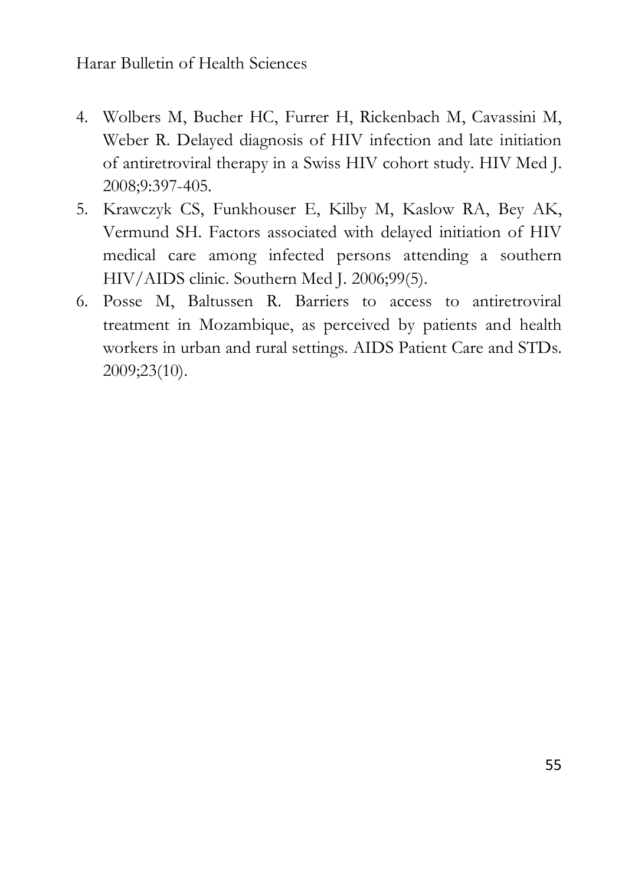4. Wolbers M, Bucher HC, Furrer H, Rickenbach M, Cavassini M, Weber R. Delayed diagnosis of HIV infection and late initiation of antiretroviral therapy in a Swiss HIV cohort study. HIV Med J. 2008;9:397-405.
5. Krawczyk CS, Funkhouser E, Kilby M, Kaslow RA, Bey AK, Vermund SH. Factors associated with delayed initiation of HIV medical care among infected persons attending a southern HIV/AIDS clinic. Southern Med J. 2006;99(5).
6. Posse M, Baltussen R. Barriers to access to antiretroviral treatment in Mozambique, as perceived by patients and health workers in urban and rural settings. AIDS Patient Care and STDs. 2009;23(10).